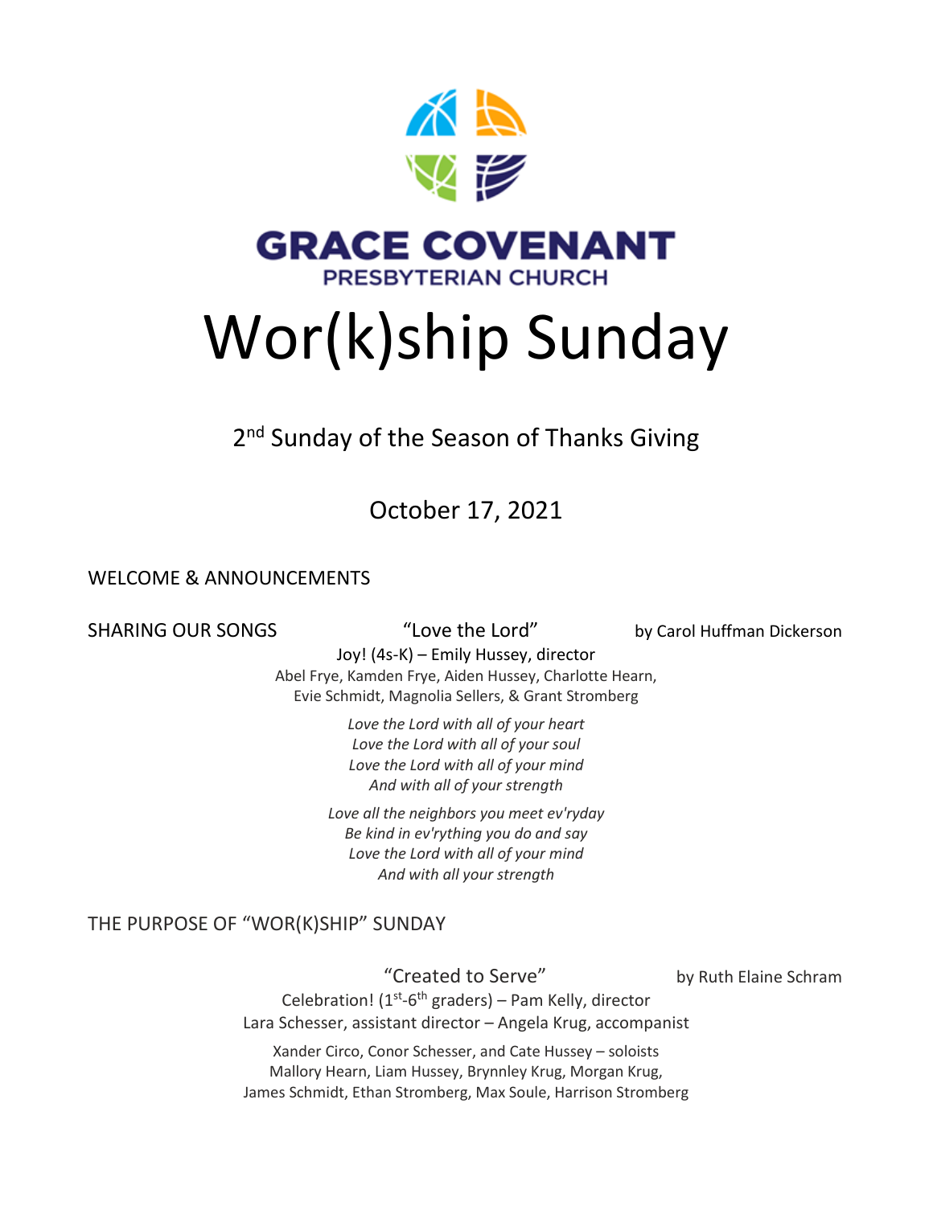# GRACE COVENANT

PRESBYTERIAN CHURCH

# Wor(k)ship Sunday

2nd Sunday of the Season of Thanks Giving

October 17, 2021

WELCOME & ANNOUNCEMENTS

SHARING OUR SONGS "Love the Lord" by Carol Huffman Dickerson

Joy! (4s-K) – Emily Hussey, director

Abel Frye, Kamden Frye, Aiden Hussey, Charlotte Hearn, Evie Schmidt, Magnolia Sellers, & Grant Stromberg

*Love the Lord with all of your heart*
*Love the Lord with all of your soul*
*Love the Lord with all of your mind*
*And with all of your strength*

*Love all the neighbors you meet ev'ryday*
*Be kind in ev'rything you do and say*
*Love the Lord with all of your mind*
*And with all your strength*

THE PURPOSE OF "WOR(K)SHIP" SUNDAY

"Created to Serve" by Ruth Elaine Schram

Celebration! (1st-6th graders) – Pam Kelly, director

Lara Schesser, assistant director – Angela Krug, accompanist

Xander Circo, Conor Schesser, and Cate Hussey – soloists

Mallory Hearn, Liam Hussey, Brynnley Krug, Morgan Krug, James Schmidt, Ethan Stromberg, Max Soule, Harrison Stromberg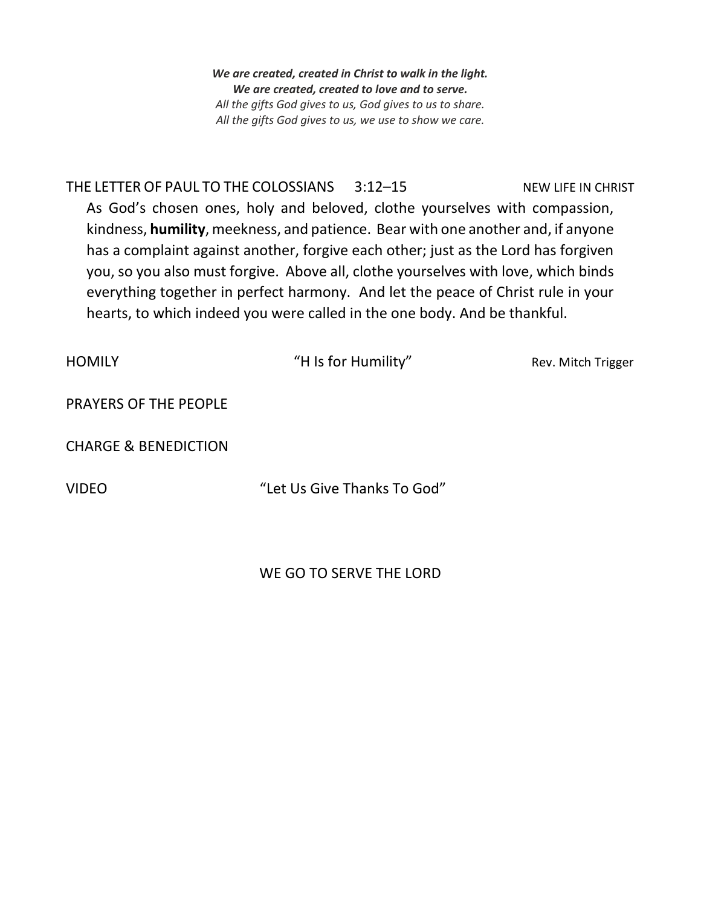***We are created, created in Christ to walk in the light.***
***We are created, created to love and to serve.***
*All the gifts God gives to us, God gives to us to share.*
*All the gifts God gives to us, we use to show we care.*

THE LETTER OF PAUL TO THE COLOSSIANS 3:12–15 NEW LIFE IN CHRIST

As God's chosen ones, holy and beloved, clothe yourselves with compassion, kindness, **humility**, meekness, and patience. Bear with one another and, if anyone has a complaint against another, forgive each other; just as the Lord has forgiven you, so you also must forgive. Above all, clothe yourselves with love, which binds everything together in perfect harmony. And let the peace of Christ rule in your hearts, to which indeed you were called in the one body. And be thankful.

HOMILY "H Is for Humility" Rev. Mitch Trigger

PRAYERS OF THE PEOPLE

CHARGE & BENEDICTION

VIDEO "Let Us Give Thanks To God"

WE GO TO SERVE THE LORD